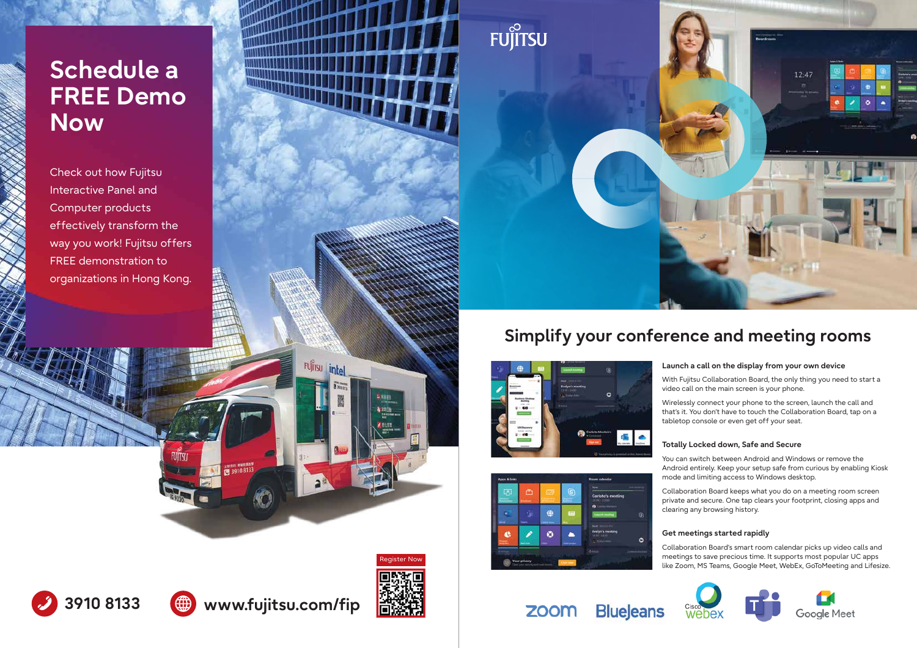# Schedule a FREE Demo Now

Check out how Fujitsu Interactive Panel and Computer products effectively transform the way you work! Fujitsu offers FREE demonstration to organizations in Hong Kong.

3910 8133

www.fujitsu.com/fip

Register Now

FUJITSU

## Simplify your conference and meeting rooms

### Launch a call on the display from your own device

With Fujitsu Collaboration Board, the only thing you need to start a video call on the main screen is your phone.

Wirelessly connect your phone to the screen, launch the call and that's it. You don't have to touch the Collaboration Board, tap on a tabletop console or even get off your seat.

### Totally Locked down, Safe and Secure

You can switch between Android and Windows or remove the Android entirely. Keep your setup safe from curious by enabling Kiosk mode and limiting access to Windows desktop.

Collaboration Board keeps what you do on a meeting room screen private and secure. One tap clears your footprint, closing apps and clearing any browsing history.

### Get meetings started rapidly

Collaboration Board's smart room calendar picks up video calls and meetings to save precious time. It supports most popular UC apps like Zoom, MS Teams, Google Meet, WebEx, GoToMeeting and Lifesize.

zoom BlueJeans Cisco webex Google Meet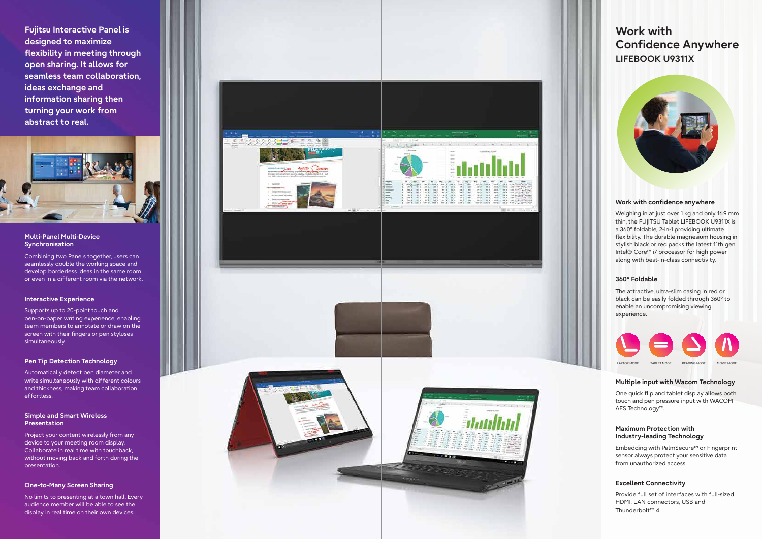Fujitsu Interactive Panel is designed to maximize flexibility in meeting through open sharing. It allows for seamless team collaboration, ideas exchange and information sharing then turning your work from abstract to real.

### Multi-Panel Multi-Device Synchronisation

Combining two Panels together, users can seamlessly double the working space and develop borderless ideas in the same room or even in a different room via the network.

### Interactive Experience

Supports up to 20-point touch and pen-on-paper writing experience, enabling team members to annotate or draw on the screen with their fingers or pen styluses simultaneously.

### Pen Tip Detection Technology

Automatically detect pen diameter and write simultaneously with different colours and thickness, making team collaboration effortless.

### Simple and Smart Wireless Presentation

Project your content wirelessly from any device to your meeting room display. Collaborate in real time with touchback, without moving back and forth during the presentation.

### One-to-Many Screen Sharing

No limits to presenting at a town hall. Every audience member will be able to see the display in real time on their own devices.

# Work with Confidence Anywhere

## LIFEBOOK U9311X

### Work with confidence anywhere

Weighing in at just over 1 kg and only 16.9 mm thin, the FUJITSU Tablet LIFEBOOK U9311X is a 360° foldable, 2-in-1 providing ultimate flexibility. The durable magnesium housing in stylish black or red packs the latest 11th gen Intel® Core™ i7 processor for high power along with best-in-class connectivity.

### 360° Foldable

The attractive, ultra-slim casing in red or black can be easily folded through 360° to enable an uncompromising viewing experience.

LAPTOP MODE
TABLET MODE
READING MODE
MOVIE MODE

### Multiple input with Wacom Technology

One quick flip and tablet display allows both touch and pen pressure input with WACOM AES Technology™.

### Maximum Protection with Industry-leading Technology

Embedding with PalmSecure™ or Fingerprint sensor always protect your sensitive data from unauthorized access.

### Excellent Connectivity

Provide full set of interfaces with full-sized HDMI, LAN connectors, USB and Thunderbolt™ 4.